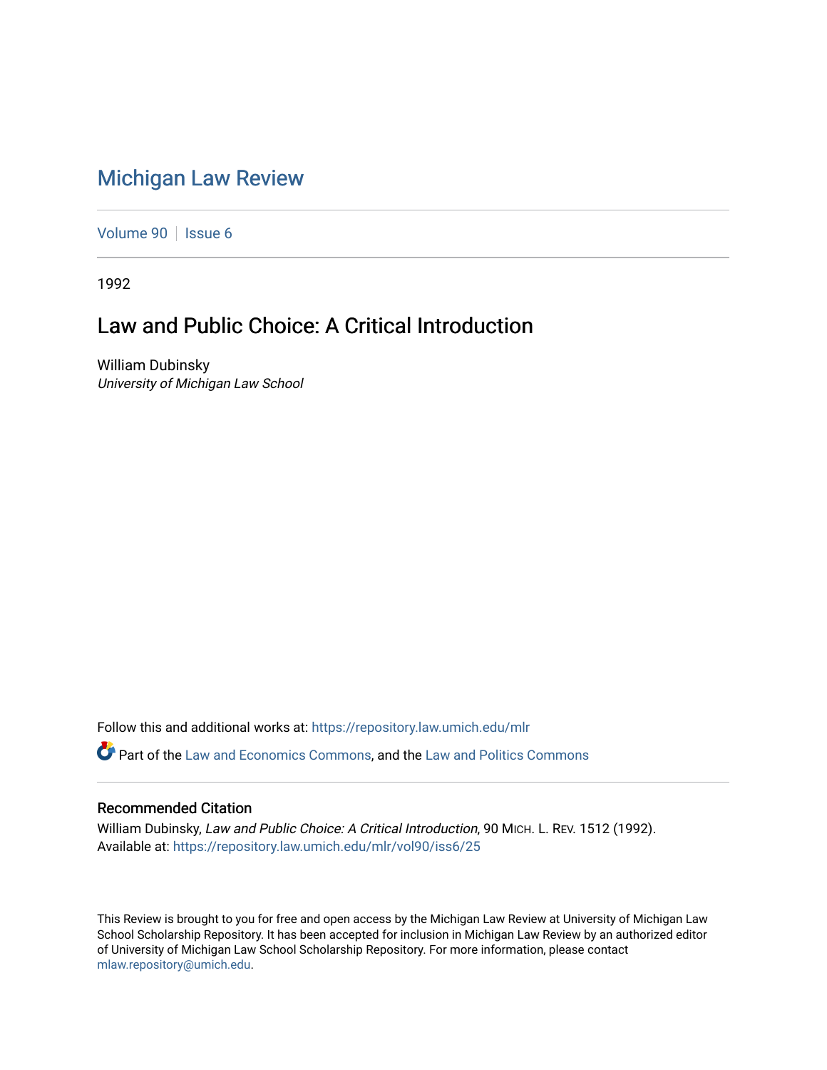# Michigan Law Review

Volume 90 | Issue 6

1992

## Law and Public Choice: A Critical Introduction

William Dubinsky
*University of Michigan Law School*

Follow this and additional works at: https://repository.law.umich.edu/mlr

Part of the Law and Economics Commons, and the Law and Politics Commons

### Recommended Citation

William Dubinsky, *Law and Public Choice: A Critical Introduction*, 90 MICH. L. REV. 1512 (1992).
Available at: https://repository.law.umich.edu/mlr/vol90/iss6/25

This Review is brought to you for free and open access by the Michigan Law Review at University of Michigan Law School Scholarship Repository. It has been accepted for inclusion in Michigan Law Review by an authorized editor of University of Michigan Law School Scholarship Repository. For more information, please contact mlaw.repository@umich.edu.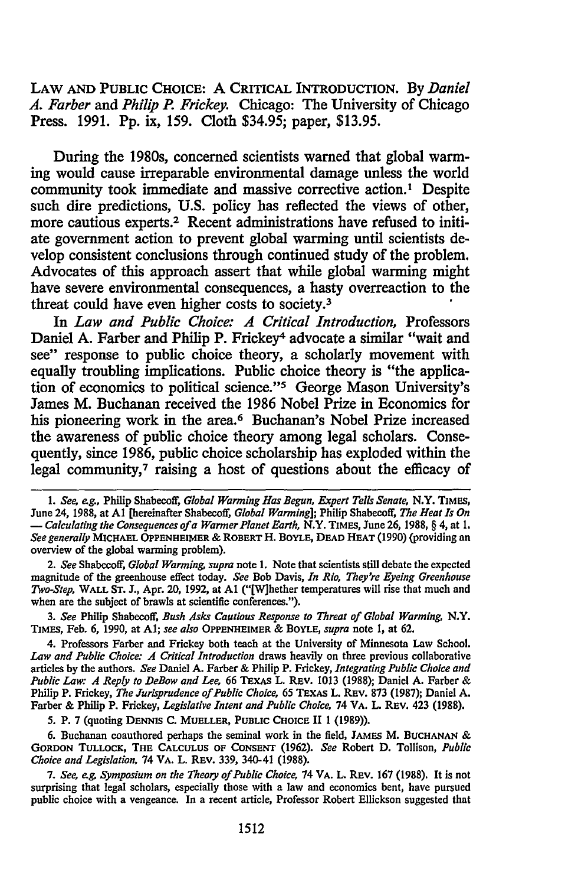LAW AND PUBLIC CHOICE: A CRITICAL INTRODUCTION. By *Daniel A. Farber* and *Philip P. Frickey.* Chicago: The University of Chicago Press. 1991. Pp. ix, 159. Cloth $34.95; paper, $13.95.

During the 1980s, concerned scientists warned that global warming would cause irreparable environmental damage unless the world community took immediate and massive corrective action.[1] Despite such dire predictions, U.S. policy has reflected the views of other, more cautious experts.[2] Recent administrations have refused to initiate government action to prevent global warming until scientists develop consistent conclusions through continued study of the problem. Advocates of this approach assert that while global warming might have severe environmental consequences, a hasty overreaction to the threat could have even higher costs to society.[3]

In *Law and Public Choice: A Critical Introduction,* Professors Daniel A. Farber and Philip P. Frickey[4] advocate a similar "wait and see" response to public choice theory, a scholarly movement with equally troubling implications. Public choice theory is "the application of economics to political science."[5] George Mason University's James M. Buchanan received the 1986 Nobel Prize in Economics for his pioneering work in the area.[6] Buchanan's Nobel Prize increased the awareness of public choice theory among legal scholars. Consequently, since 1986, public choice scholarship has exploded within the legal community,[7] raising a host of questions about the efficacy of

---

1. *See, e.g.,* Philip Shabecoff, *Global Warming Has Begun, Expert Tells Senate,* N.Y. TIMES, June 24, 1988, at A1 [hereinafter Shabecoff, *Global Warming*]; Philip Shabecoff, *The Heat Is On — Calculating the Consequences of a Warmer Planet Earth,* N.Y. TIMES, June 26, 1988, § 4, at 1. *See generally* MICHAEL OPPENHEIMER & ROBERT H. BOYLE, DEAD HEAT (1990) (providing an overview of the global warming problem).

2. *See* Shabecoff, *Global Warming, supra* note 1. Note that scientists still debate the expected magnitude of the greenhouse effect today. *See* Bob Davis, *In Rio, They're Eyeing Greenhouse Two-Step,* WALL ST. J., Apr. 20, 1992, at A1 ("[W]hether temperatures will rise that much and when are the subject of brawls at scientific conferences.").

3. *See* Philip Shabecoff, *Bush Asks Cautious Response to Threat of Global Warming,* N.Y. TIMES, Feb. 6, 1990, at A1; *see also* OPPENHEIMER & BOYLE, *supra* note 1, at 62.

4. Professors Farber and Frickey both teach at the University of Minnesota Law School. *Law and Public Choice: A Critical Introduction* draws heavily on three previous collaborative articles by the authors. *See* Daniel A. Farber & Philip P. Frickey, *Integrating Public Choice and Public Law: A Reply to DeBow and Lee,* 66 TEXAS L. REV. 1013 (1988); Daniel A. Farber & Philip P. Frickey, *The Jurisprudence of Public Choice,* 65 TEXAS L. REV. 873 (1987); Daniel A. Farber & Philip P. Frickey, *Legislative Intent and Public Choice,* 74 VA. L. REV. 423 (1988).

5. P. 7 (quoting DENNIS C. MUELLER, PUBLIC CHOICE II 1 (1989)).

6. Buchanan coauthored perhaps the seminal work in the field, JAMES M. BUCHANAN & GORDON TULLOCK, THE CALCULUS OF CONSENT (1962). *See* Robert D. Tollison, *Public Choice and Legislation,* 74 VA. L. REV. 339, 340-41 (1988).

7. *See, e.g., Symposium on the Theory of Public Choice,* 74 VA. L. REV. 167 (1988). It is not surprising that legal scholars, especially those with a law and economics bent, have pursued public choice with a vengeance. In a recent article, Professor Robert Ellickson suggested that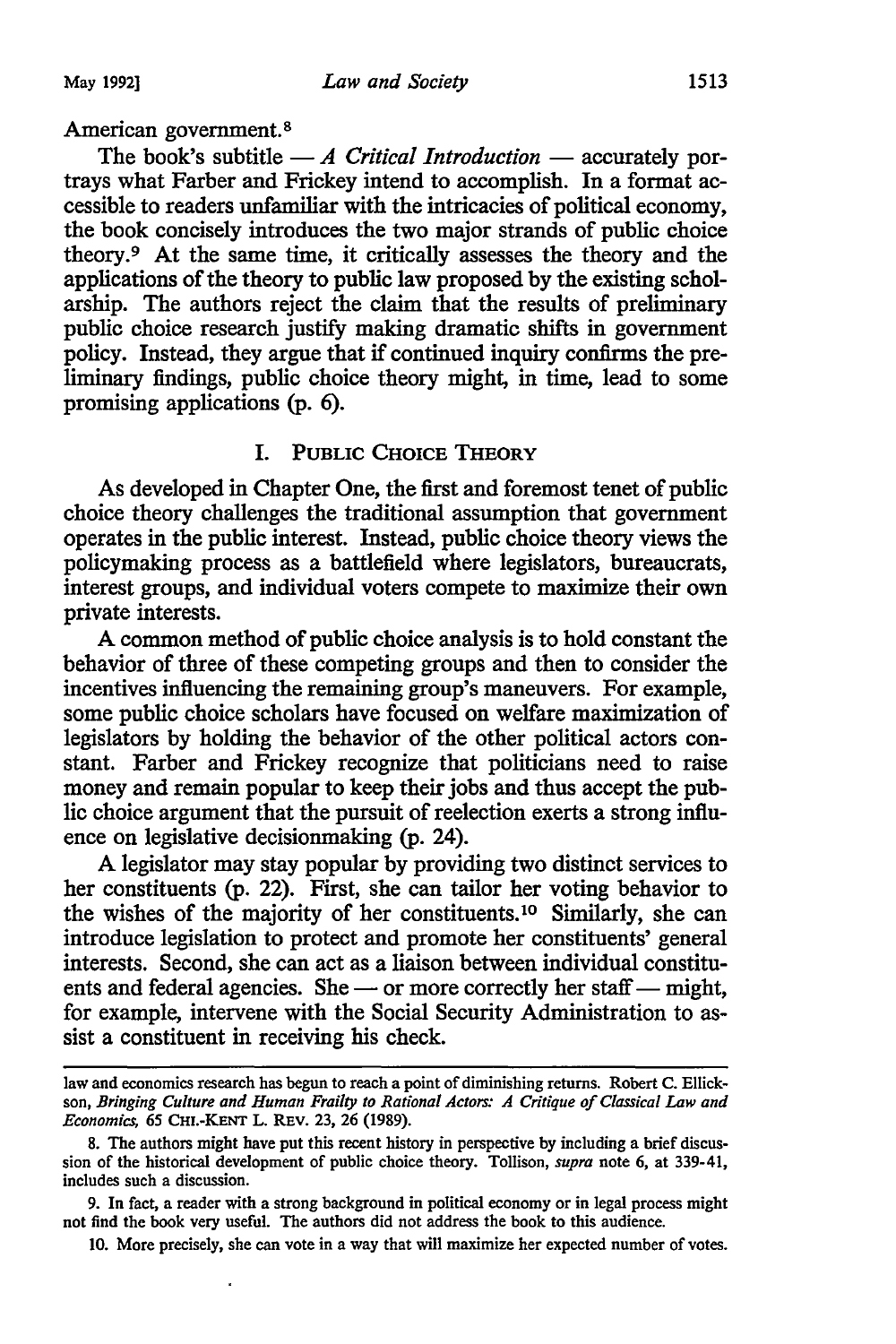American government.[8]

The book's subtitle — *A Critical Introduction* — accurately portrays what Farber and Frickey intend to accomplish. In a format accessible to readers unfamiliar with the intricacies of political economy, the book concisely introduces the two major strands of public choice theory.[9] At the same time, it critically assesses the theory and the applications of the theory to public law proposed by the existing scholarship. The authors reject the claim that the results of preliminary public choice research justify making dramatic shifts in government policy. Instead, they argue that if continued inquiry confirms the preliminary findings, public choice theory might, in time, lead to some promising applications (p. 6).

## I. Public Choice Theory

As developed in Chapter One, the first and foremost tenet of public choice theory challenges the traditional assumption that government operates in the public interest. Instead, public choice theory views the policymaking process as a battlefield where legislators, bureaucrats, interest groups, and individual voters compete to maximize their own private interests.

A common method of public choice analysis is to hold constant the behavior of three of these competing groups and then to consider the incentives influencing the remaining group's maneuvers. For example, some public choice scholars have focused on welfare maximization of legislators by holding the behavior of the other political actors constant. Farber and Frickey recognize that politicians need to raise money and remain popular to keep their jobs and thus accept the public choice argument that the pursuit of reelection exerts a strong influence on legislative decisionmaking (p. 24).

A legislator may stay popular by providing two distinct services to her constituents (p. 22). First, she can tailor her voting behavior to the wishes of the majority of her constituents.[10] Similarly, she can introduce legislation to protect and promote her constituents' general interests. Second, she can act as a liaison between individual constituents and federal agencies. She — or more correctly her staff — might, for example, intervene with the Social Security Administration to assist a constituent in receiving his check.

---

law and economics research has begun to reach a point of diminishing returns. Robert C. Ellickson, *Bringing Culture and Human Frailty to Rational Actors: A Critique of Classical Law and Economics*, 65 Chi.-Kent L. Rev. 23, 26 (1989).

8. The authors might have put this recent history in perspective by including a brief discussion of the historical development of public choice theory. Tollison, *supra* note 6, at 339-41, includes such a discussion.

9. In fact, a reader with a strong background in political economy or in legal process might not find the book very useful. The authors did not address the book to this audience.

10. More precisely, she can vote in a way that will maximize her expected number of votes.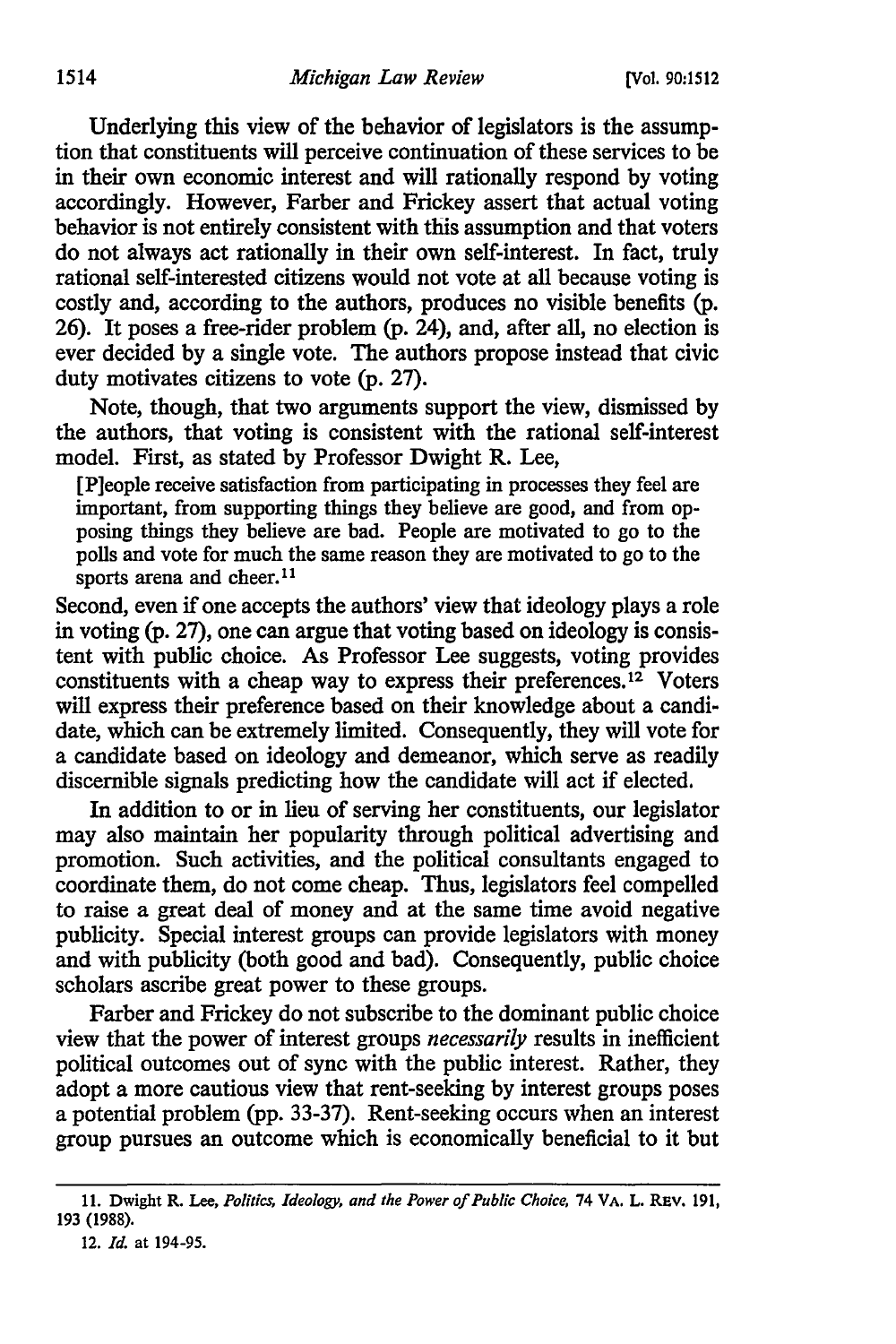Underlying this view of the behavior of legislators is the assumption that constituents will perceive continuation of these services to be in their own economic interest and will rationally respond by voting accordingly. However, Farber and Frickey assert that actual voting behavior is not entirely consistent with this assumption and that voters do not always act rationally in their own self-interest. In fact, truly rational self-interested citizens would not vote at all because voting is costly and, according to the authors, produces no visible benefits (p. 26). It poses a free-rider problem (p. 24), and, after all, no election is ever decided by a single vote. The authors propose instead that civic duty motivates citizens to vote (p. 27).

Note, though, that two arguments support the view, dismissed by the authors, that voting is consistent with the rational self-interest model. First, as stated by Professor Dwight R. Lee,

> [P]eople receive satisfaction from participating in processes they feel are important, from supporting things they believe are good, and from opposing things they believe are bad. People are motivated to go to the polls and vote for much the same reason they are motivated to go to the sports arena and cheer.[11]

Second, even if one accepts the authors' view that ideology plays a role in voting (p. 27), one can argue that voting based on ideology is consistent with public choice. As Professor Lee suggests, voting provides constituents with a cheap way to express their preferences.[12] Voters will express their preference based on their knowledge about a candidate, which can be extremely limited. Consequently, they will vote for a candidate based on ideology and demeanor, which serve as readily discernible signals predicting how the candidate will act if elected.

In addition to or in lieu of serving her constituents, our legislator may also maintain her popularity through political advertising and promotion. Such activities, and the political consultants engaged to coordinate them, do not come cheap. Thus, legislators feel compelled to raise a great deal of money and at the same time avoid negative publicity. Special interest groups can provide legislators with money and with publicity (both good and bad). Consequently, public choice scholars ascribe great power to these groups.

Farber and Frickey do not subscribe to the dominant public choice view that the power of interest groups *necessarily* results in inefficient political outcomes out of sync with the public interest. Rather, they adopt a more cautious view that rent-seeking by interest groups poses a potential problem (pp. 33-37). Rent-seeking occurs when an interest group pursues an outcome which is economically beneficial to it but

---

11. Dwight R. Lee, *Politics, Ideology, and the Power of Public Choice*, 74 VA. L. REV. 191, 193 (1988).

12. *Id.* at 194-95.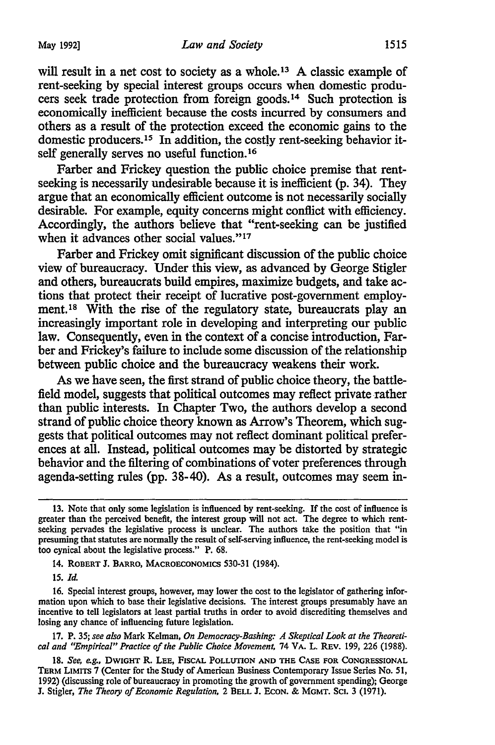will result in a net cost to society as a whole.[13] A classic example of rent-seeking by special interest groups occurs when domestic producers seek trade protection from foreign goods.[14] Such protection is economically inefficient because the costs incurred by consumers and others as a result of the protection exceed the economic gains to the domestic producers.[15] In addition, the costly rent-seeking behavior itself generally serves no useful function.[16]

Farber and Frickey question the public choice premise that rent-seeking is necessarily undesirable because it is inefficient (p. 34). They argue that an economically efficient outcome is not necessarily socially desirable. For example, equity concerns might conflict with efficiency. Accordingly, the authors believe that "rent-seeking can be justified when it advances other social values."[17]

Farber and Frickey omit significant discussion of the public choice view of bureaucracy. Under this view, as advanced by George Stigler and others, bureaucrats build empires, maximize budgets, and take actions that protect their receipt of lucrative post-government employment.[18] With the rise of the regulatory state, bureaucrats play an increasingly important role in developing and interpreting our public law. Consequently, even in the context of a concise introduction, Farber and Frickey's failure to include some discussion of the relationship between public choice and the bureaucracy weakens their work.

As we have seen, the first strand of public choice theory, the battlefield model, suggests that political outcomes may reflect private rather than public interests. In Chapter Two, the authors develop a second strand of public choice theory known as Arrow's Theorem, which suggests that political outcomes may not reflect dominant political preferences at all. Instead, political outcomes may be distorted by strategic behavior and the filtering of combinations of voter preferences through agenda-setting rules (pp. 38-40). As a result, outcomes may seem in-

---

13. Note that only some legislation is influenced by rent-seeking. If the cost of influence is greater than the perceived benefit, the interest group will not act. The degree to which rent-seeking pervades the legislative process is unclear. The authors take the position that "in presuming that statutes are normally the result of self-serving influence, the rent-seeking model is too cynical about the legislative process." P. 68.

14. ROBERT J. BARRO, MACROECONOMICS 530-31 (1984).

15. *Id.*

16. Special interest groups, however, may lower the cost to the legislator of gathering information upon which to base their legislative decisions. The interest groups presumably have an incentive to tell legislators at least partial truths in order to avoid discrediting themselves and losing any chance of influencing future legislation.

17. P. 35; *see also* Mark Kelman, *On Democracy-Bashing: A Skeptical Look at the Theoretical and "Empirical" Practice of the Public Choice Movement,* 74 VA. L. REV. 199, 226 (1988).

18. *See, e.g.,* DWIGHT R. LEE, FISCAL POLLUTION AND THE CASE FOR CONGRESSIONAL TERM LIMITS 7 (Center for the Study of American Business Contemporary Issue Series No. 51, 1992) (discussing role of bureaucracy in promoting the growth of government spending); George J. Stigler, *The Theory of Economic Regulation,* 2 BELL J. ECON. & MGMT. SCI. 3 (1971).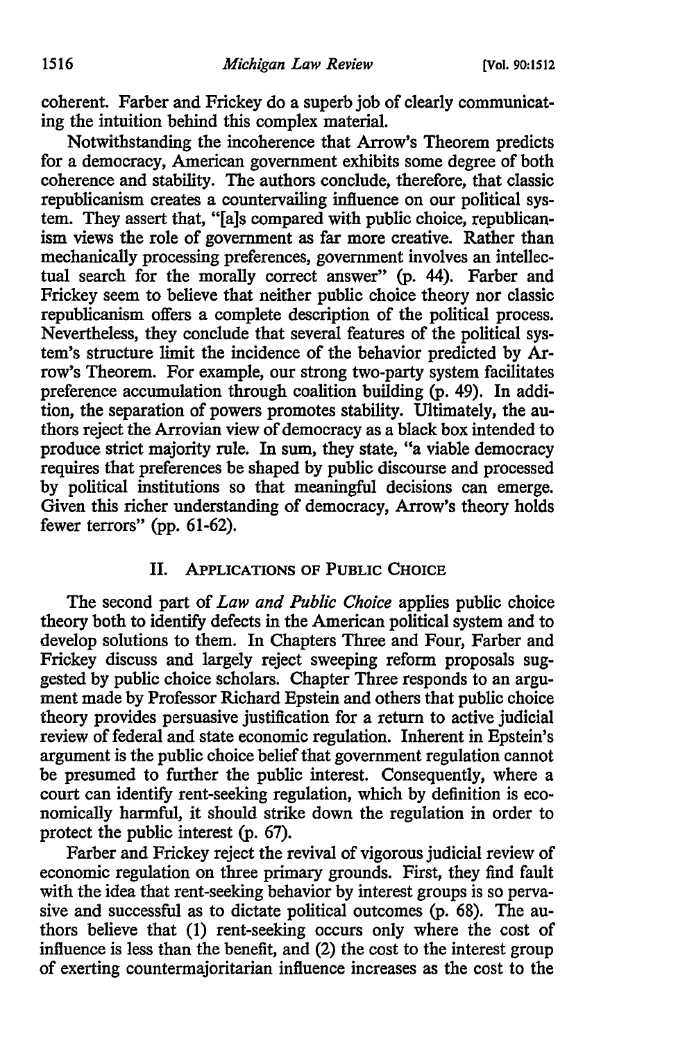coherent. Farber and Frickey do a superb job of clearly communicating the intuition behind this complex material.

Notwithstanding the incoherence that Arrow's Theorem predicts for a democracy, American government exhibits some degree of both coherence and stability. The authors conclude, therefore, that classic republicanism creates a countervailing influence on our political system. They assert that, "[a]s compared with public choice, republicanism views the role of government as far more creative. Rather than mechanically processing preferences, government involves an intellectual search for the morally correct answer" (p. 44). Farber and Frickey seem to believe that neither public choice theory nor classic republicanism offers a complete description of the political process. Nevertheless, they conclude that several features of the political system's structure limit the incidence of the behavior predicted by Arrow's Theorem. For example, our strong two-party system facilitates preference accumulation through coalition building (p. 49). In addition, the separation of powers promotes stability. Ultimately, the authors reject the Arrovian view of democracy as a black box intended to produce strict majority rule. In sum, they state, "a viable democracy requires that preferences be shaped by public discourse and processed by political institutions so that meaningful decisions can emerge. Given this richer understanding of democracy, Arrow's theory holds fewer terrors" (pp. 61-62).

## II. Applications of Public Choice

The second part of *Law and Public Choice* applies public choice theory both to identify defects in the American political system and to develop solutions to them. In Chapters Three and Four, Farber and Frickey discuss and largely reject sweeping reform proposals suggested by public choice scholars. Chapter Three responds to an argument made by Professor Richard Epstein and others that public choice theory provides persuasive justification for a return to active judicial review of federal and state economic regulation. Inherent in Epstein's argument is the public choice belief that government regulation cannot be presumed to further the public interest. Consequently, where a court can identify rent-seeking regulation, which by definition is economically harmful, it should strike down the regulation in order to protect the public interest (p. 67).

Farber and Frickey reject the revival of vigorous judicial review of economic regulation on three primary grounds. First, they find fault with the idea that rent-seeking behavior by interest groups is so pervasive and successful as to dictate political outcomes (p. 68). The authors believe that (1) rent-seeking occurs only where the cost of influence is less than the benefit, and (2) the cost to the interest group of exerting countermajoritarian influence increases as the cost to the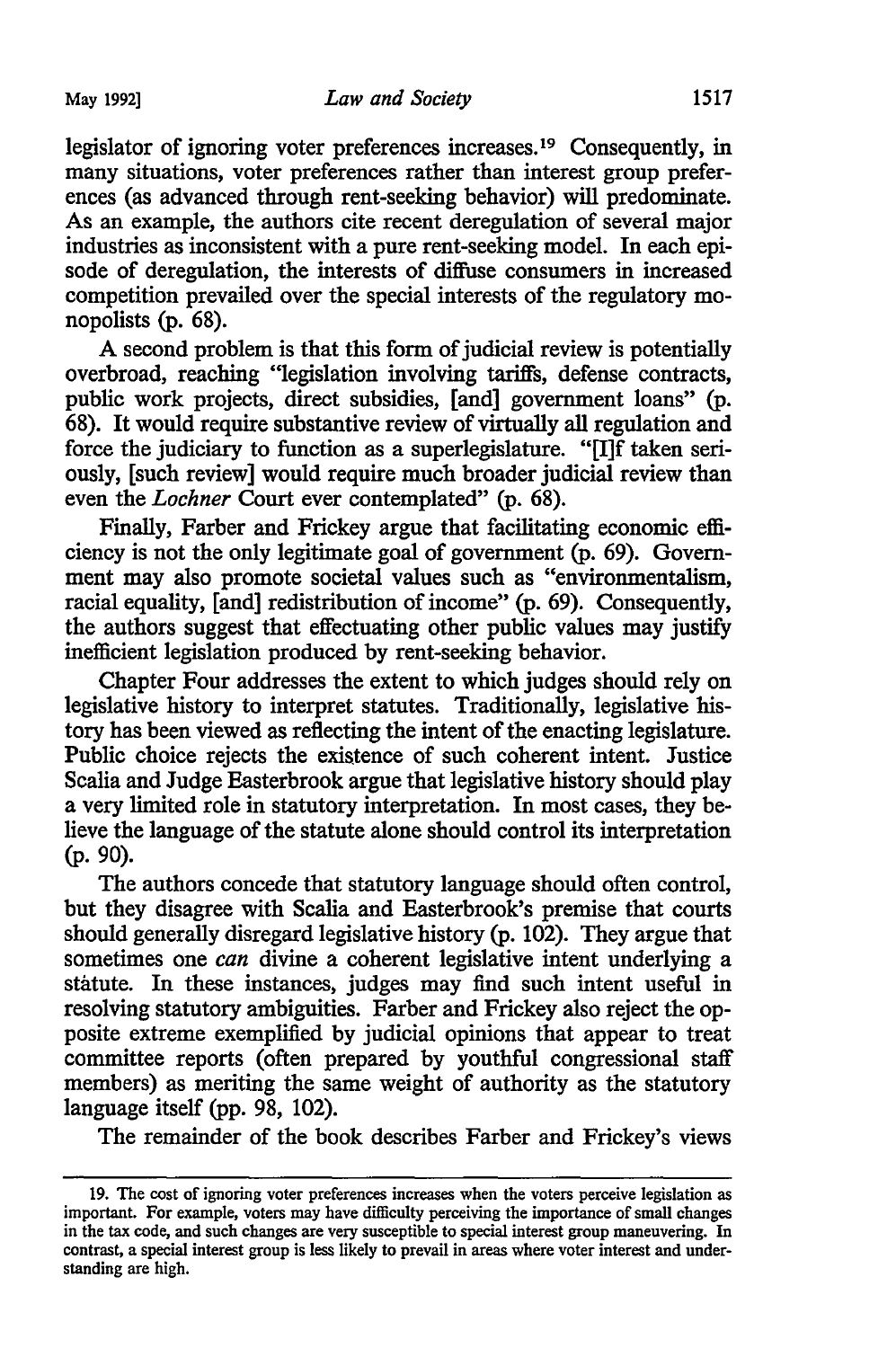legislator of ignoring voter preferences increases.[19] Consequently, in many situations, voter preferences rather than interest group preferences (as advanced through rent-seeking behavior) will predominate. As an example, the authors cite recent deregulation of several major industries as inconsistent with a pure rent-seeking model. In each episode of deregulation, the interests of diffuse consumers in increased competition prevailed over the special interests of the regulatory monopolists (p. 68).

A second problem is that this form of judicial review is potentially overbroad, reaching "legislation involving tariffs, defense contracts, public work projects, direct subsidies, [and] government loans" (p. 68). It would require substantive review of virtually all regulation and force the judiciary to function as a superlegislature. "[I]f taken seriously, [such review] would require much broader judicial review than even the *Lochner* Court ever contemplated" (p. 68).

Finally, Farber and Frickey argue that facilitating economic efficiency is not the only legitimate goal of government (p. 69). Government may also promote societal values such as "environmentalism, racial equality, [and] redistribution of income" (p. 69). Consequently, the authors suggest that effectuating other public values may justify inefficient legislation produced by rent-seeking behavior.

Chapter Four addresses the extent to which judges should rely on legislative history to interpret statutes. Traditionally, legislative history has been viewed as reflecting the intent of the enacting legislature. Public choice rejects the existence of such coherent intent. Justice Scalia and Judge Easterbrook argue that legislative history should play a very limited role in statutory interpretation. In most cases, they believe the language of the statute alone should control its interpretation (p. 90).

The authors concede that statutory language should often control, but they disagree with Scalia and Easterbrook's premise that courts should generally disregard legislative history (p. 102). They argue that sometimes one *can* divine a coherent legislative intent underlying a statute. In these instances, judges may find such intent useful in resolving statutory ambiguities. Farber and Frickey also reject the opposite extreme exemplified by judicial opinions that appear to treat committee reports (often prepared by youthful congressional staff members) as meriting the same weight of authority as the statutory language itself (pp. 98, 102).

The remainder of the book describes Farber and Frickey's views

---

19. The cost of ignoring voter preferences increases when the voters perceive legislation as important. For example, voters may have difficulty perceiving the importance of small changes in the tax code, and such changes are very susceptible to special interest group maneuvering. In contrast, a special interest group is less likely to prevail in areas where voter interest and understanding are high.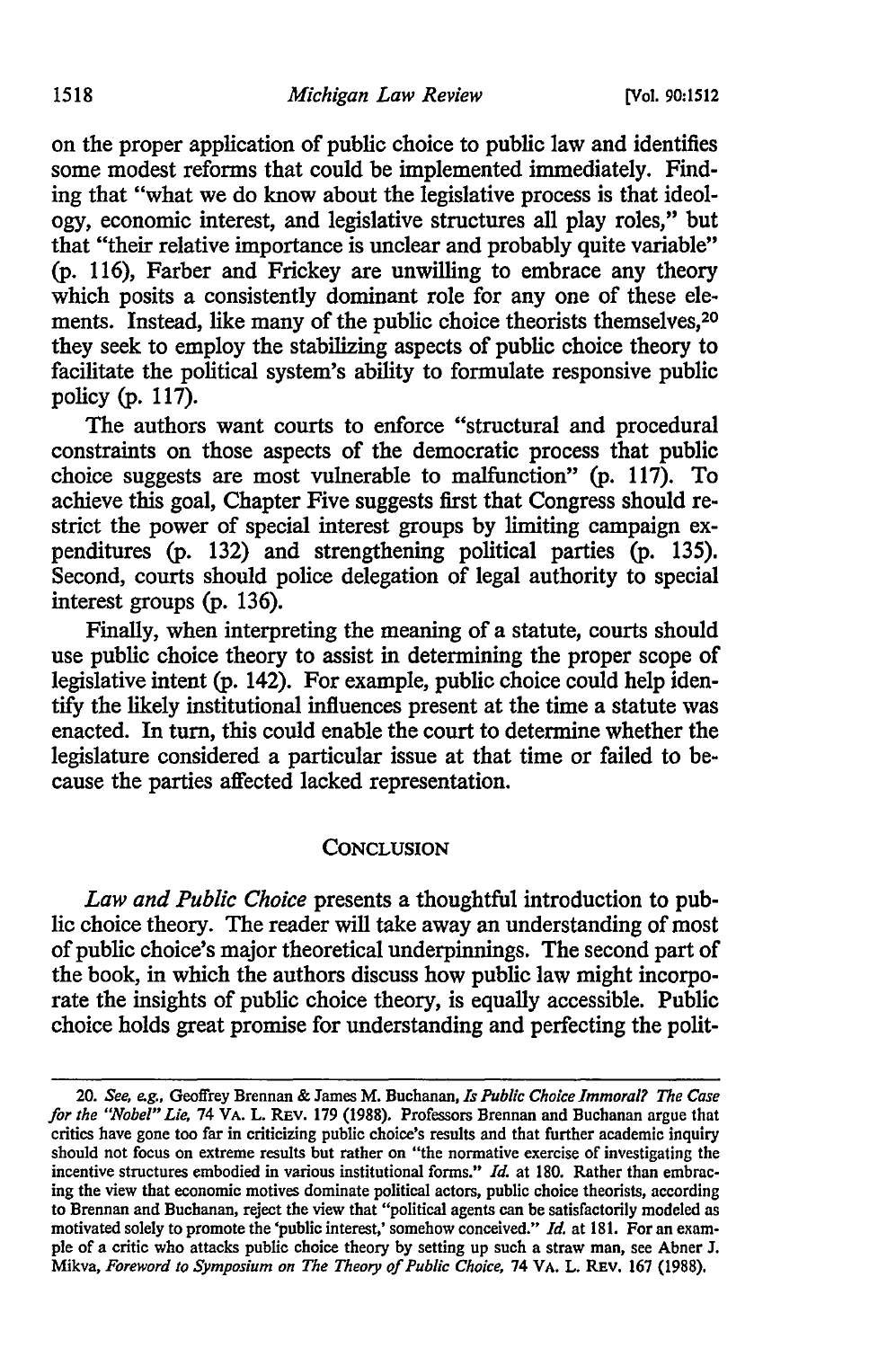on the proper application of public choice to public law and identifies some modest reforms that could be implemented immediately. Finding that "what we do know about the legislative process is that ideology, economic interest, and legislative structures all play roles," but that "their relative importance is unclear and probably quite variable" (p. 116), Farber and Frickey are unwilling to embrace any theory which posits a consistently dominant role for any one of these elements. Instead, like many of the public choice theorists themselves,[20] they seek to employ the stabilizing aspects of public choice theory to facilitate the political system's ability to formulate responsive public policy (p. 117).

The authors want courts to enforce "structural and procedural constraints on those aspects of the democratic process that public choice suggests are most vulnerable to malfunction" (p. 117). To achieve this goal, Chapter Five suggests first that Congress should restrict the power of special interest groups by limiting campaign expenditures (p. 132) and strengthening political parties (p. 135). Second, courts should police delegation of legal authority to special interest groups (p. 136).

Finally, when interpreting the meaning of a statute, courts should use public choice theory to assist in determining the proper scope of legislative intent (p. 142). For example, public choice could help identify the likely institutional influences present at the time a statute was enacted. In turn, this could enable the court to determine whether the legislature considered a particular issue at that time or failed to because the parties affected lacked representation.

## CONCLUSION

*Law and Public Choice* presents a thoughtful introduction to public choice theory. The reader will take away an understanding of most of public choice's major theoretical underpinnings. The second part of the book, in which the authors discuss how public law might incorporate the insights of public choice theory, is equally accessible. Public choice holds great promise for understanding and perfecting the polit-

---

20. *See, e.g.*, Geoffrey Brennan & James M. Buchanan, *Is Public Choice Immoral? The Case for the "Nobel" Lie*, 74 VA. L. REV. 179 (1988). Professors Brennan and Buchanan argue that critics have gone too far in criticizing public choice's results and that further academic inquiry should not focus on extreme results but rather on "the normative exercise of investigating the incentive structures embodied in various institutional forms." *Id.* at 180. Rather than embracing the view that economic motives dominate political actors, public choice theorists, according to Brennan and Buchanan, reject the view that "political agents can be satisfactorily modeled as motivated solely to promote the 'public interest,' somehow conceived." *Id.* at 181. For an example of a critic who attacks public choice theory by setting up such a straw man, see Abner J. Mikva, *Foreword to Symposium on The Theory of Public Choice*, 74 VA. L. REV. 167 (1988).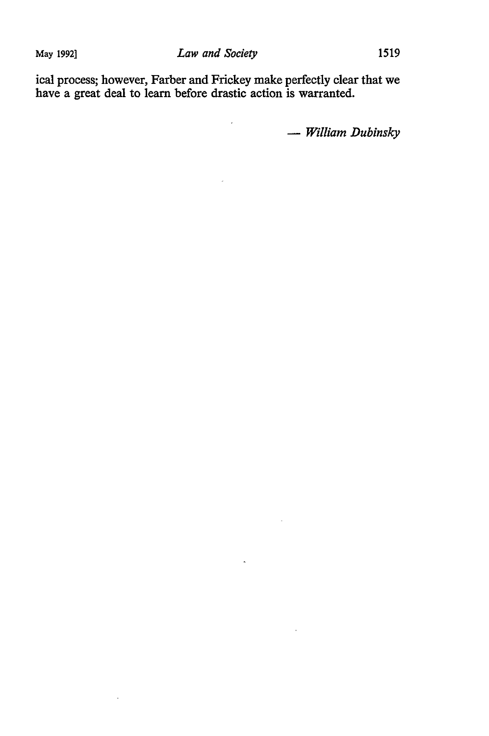ical process; however, Farber and Frickey make perfectly clear that we have a great deal to learn before drastic action is warranted.

— *William Dubinsky*